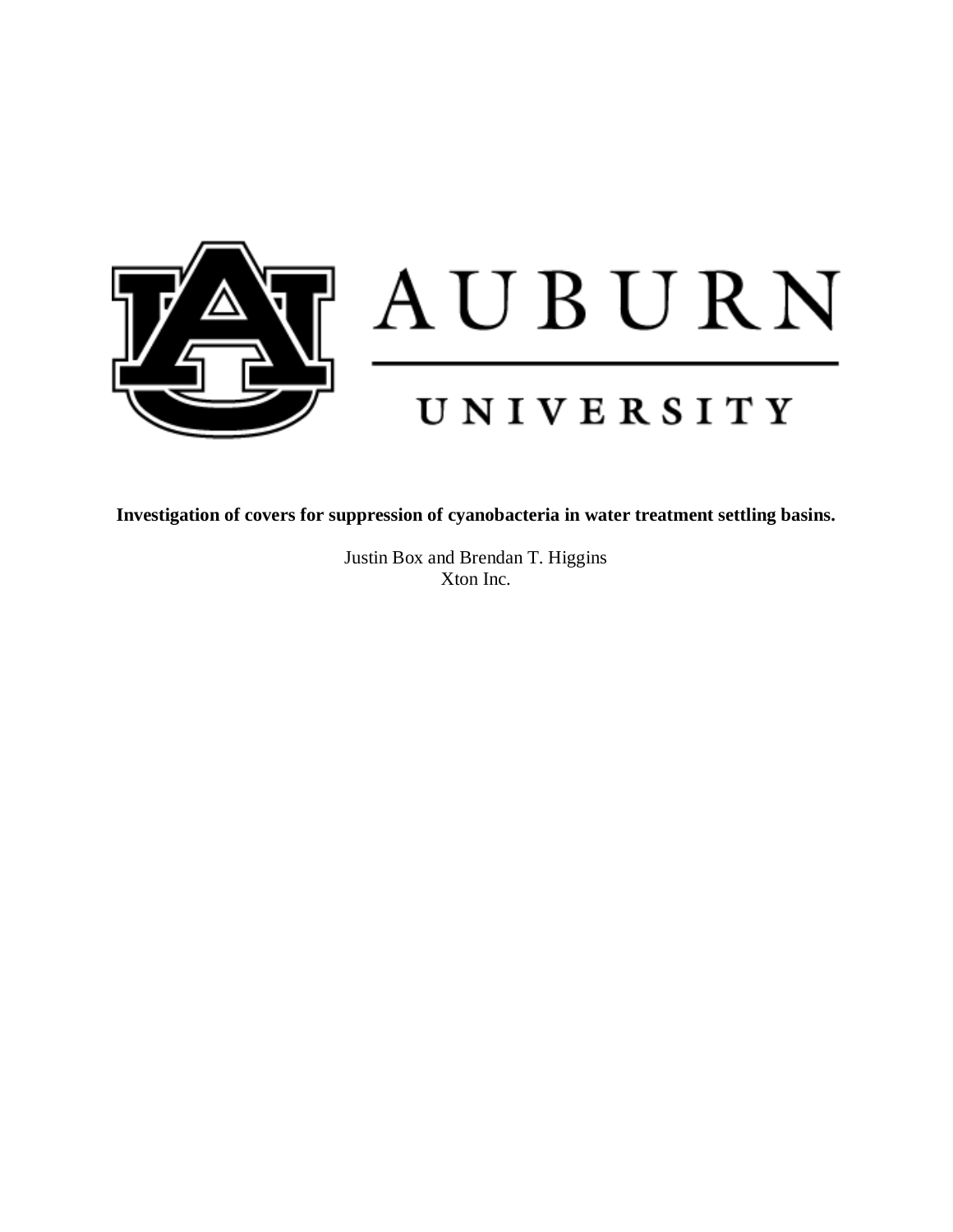AUBURN

UNIVERSITY

**Investigation of covers for suppression of cyanobacteria in water treatment settling basins.**

Justin Box and Brendan T. Higgins
Xton Inc.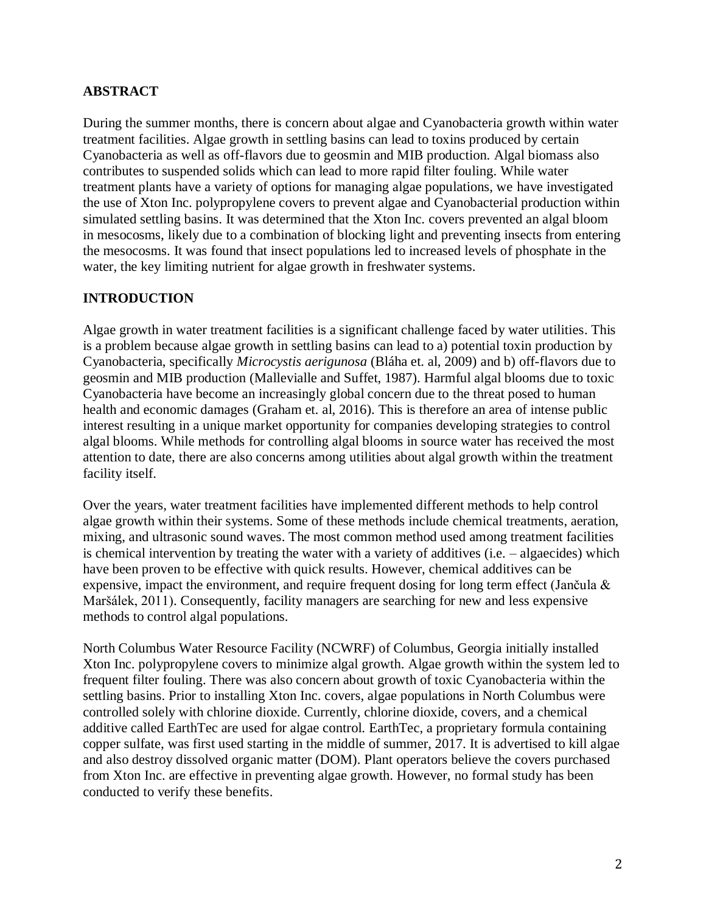## ABSTRACT

During the summer months, there is concern about algae and Cyanobacteria growth within water treatment facilities. Algae growth in settling basins can lead to toxins produced by certain Cyanobacteria as well as off-flavors due to geosmin and MIB production. Algal biomass also contributes to suspended solids which can lead to more rapid filter fouling. While water treatment plants have a variety of options for managing algae populations, we have investigated the use of Xton Inc. polypropylene covers to prevent algae and Cyanobacterial production within simulated settling basins. It was determined that the Xton Inc. covers prevented an algal bloom in mesocosms, likely due to a combination of blocking light and preventing insects from entering the mesocosms. It was found that insect populations led to increased levels of phosphate in the water, the key limiting nutrient for algae growth in freshwater systems.

## INTRODUCTION

Algae growth in water treatment facilities is a significant challenge faced by water utilities. This is a problem because algae growth in settling basins can lead to a) potential toxin production by Cyanobacteria, specifically *Microcystis aerigunosa* (Bláha et. al, 2009) and b) off-flavors due to geosmin and MIB production (Mallevialle and Suffet, 1987). Harmful algal blooms due to toxic Cyanobacteria have become an increasingly global concern due to the threat posed to human health and economic damages (Graham et. al, 2016). This is therefore an area of intense public interest resulting in a unique market opportunity for companies developing strategies to control algal blooms. While methods for controlling algal blooms in source water has received the most attention to date, there are also concerns among utilities about algal growth within the treatment facility itself.

Over the years, water treatment facilities have implemented different methods to help control algae growth within their systems. Some of these methods include chemical treatments, aeration, mixing, and ultrasonic sound waves. The most common method used among treatment facilities is chemical intervention by treating the water with a variety of additives (i.e. – algaecides) which have been proven to be effective with quick results. However, chemical additives can be expensive, impact the environment, and require frequent dosing for long term effect (Jančula & Maršálek, 2011). Consequently, facility managers are searching for new and less expensive methods to control algal populations.

North Columbus Water Resource Facility (NCWRF) of Columbus, Georgia initially installed Xton Inc. polypropylene covers to minimize algal growth. Algae growth within the system led to frequent filter fouling. There was also concern about growth of toxic Cyanobacteria within the settling basins. Prior to installing Xton Inc. covers, algae populations in North Columbus were controlled solely with chlorine dioxide. Currently, chlorine dioxide, covers, and a chemical additive called EarthTec are used for algae control. EarthTec, a proprietary formula containing copper sulfate, was first used starting in the middle of summer, 2017. It is advertised to kill algae and also destroy dissolved organic matter (DOM). Plant operators believe the covers purchased from Xton Inc. are effective in preventing algae growth. However, no formal study has been conducted to verify these benefits.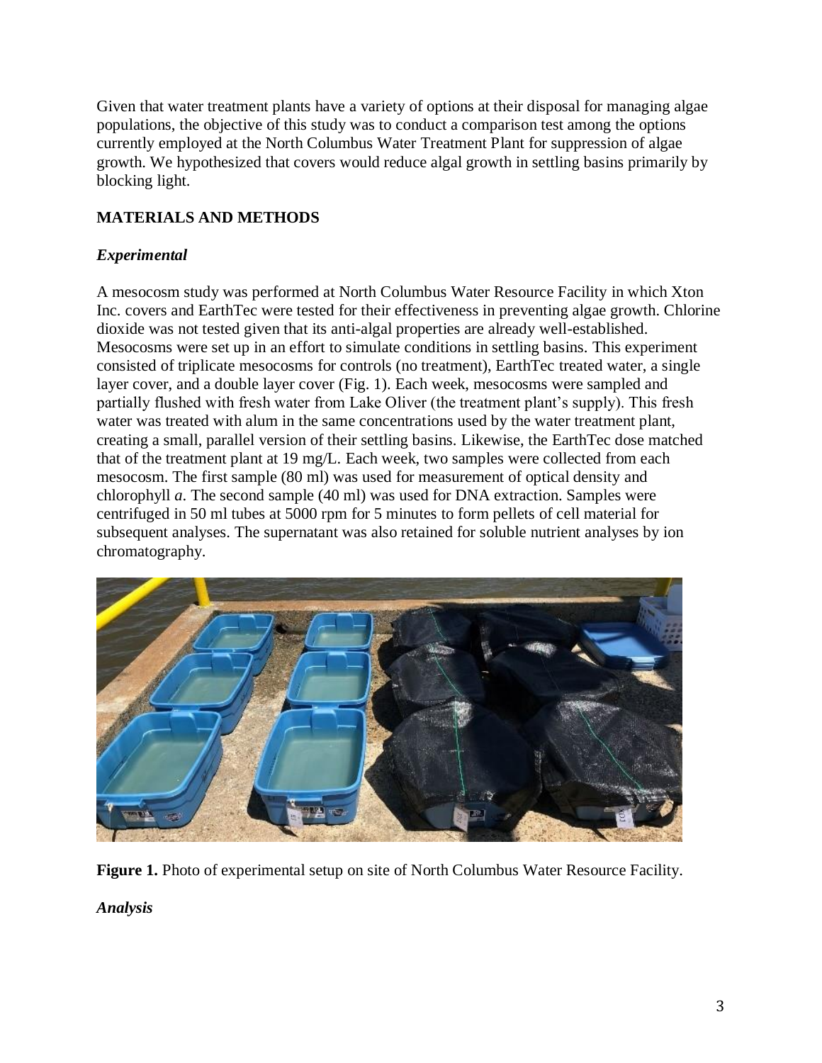Given that water treatment plants have a variety of options at their disposal for managing algae populations, the objective of this study was to conduct a comparison test among the options currently employed at the North Columbus Water Treatment Plant for suppression of algae growth. We hypothesized that covers would reduce algal growth in settling basins primarily by blocking light.

## MATERIALS AND METHODS

### *Experimental*

A mesocosm study was performed at North Columbus Water Resource Facility in which Xton Inc. covers and EarthTec were tested for their effectiveness in preventing algae growth. Chlorine dioxide was not tested given that its anti-algal properties are already well-established. Mesocosms were set up in an effort to simulate conditions in settling basins. This experiment consisted of triplicate mesocosms for controls (no treatment), EarthTec treated water, a single layer cover, and a double layer cover (Fig. 1). Each week, mesocosms were sampled and partially flushed with fresh water from Lake Oliver (the treatment plant's supply). This fresh water was treated with alum in the same concentrations used by the water treatment plant, creating a small, parallel version of their settling basins. Likewise, the EarthTec dose matched that of the treatment plant at 19 mg/L. Each week, two samples were collected from each mesocosm. The first sample (80 ml) was used for measurement of optical density and chlorophyll *a*. The second sample (40 ml) was used for DNA extraction. Samples were centrifuged in 50 ml tubes at 5000 rpm for 5 minutes to form pellets of cell material for subsequent analyses. The supernatant was also retained for soluble nutrient analyses by ion chromatography.

**Figure 1.** Photo of experimental setup on site of North Columbus Water Resource Facility.

### *Analysis*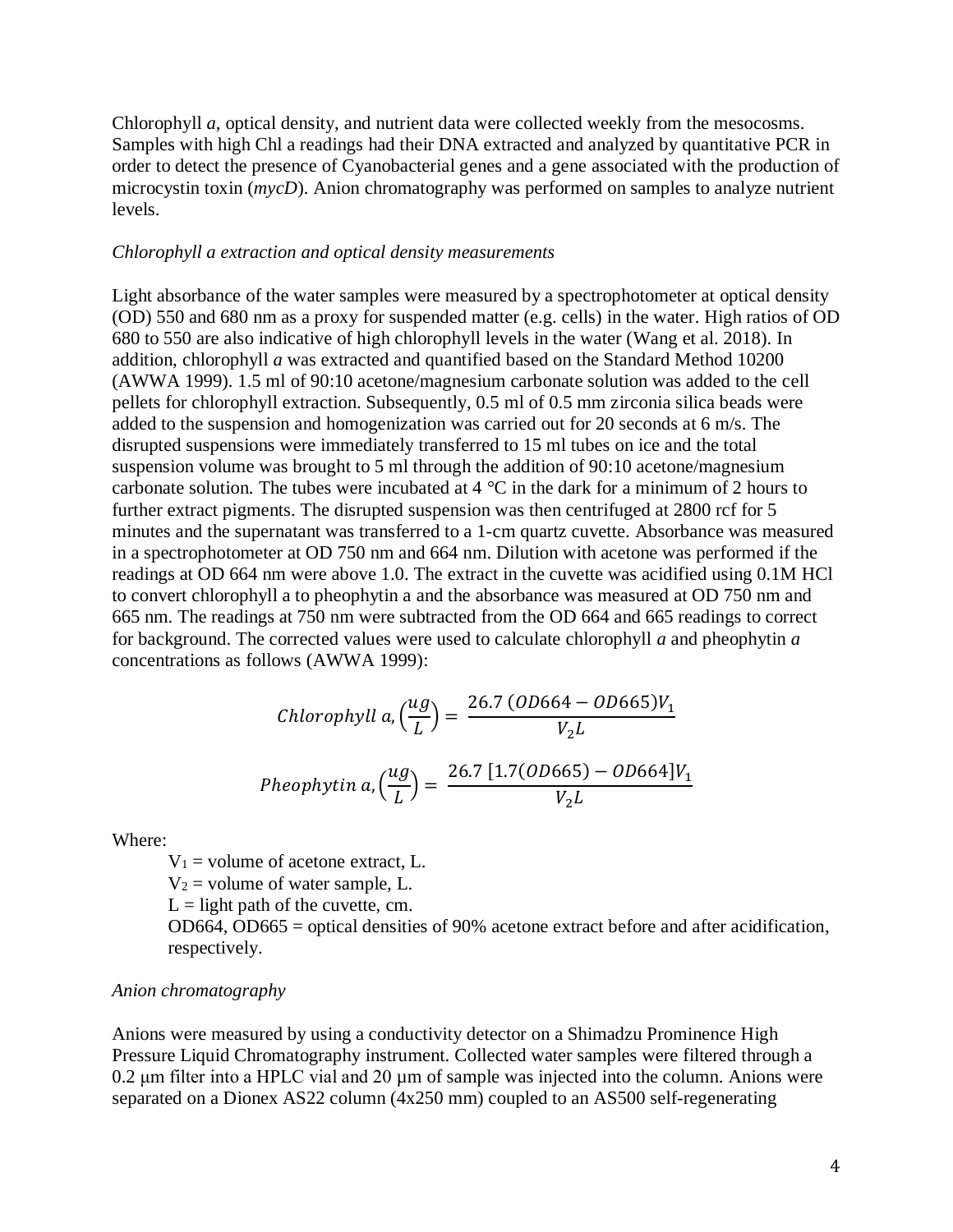Chlorophyll *a*, optical density, and nutrient data were collected weekly from the mesocosms. Samples with high Chl a readings had their DNA extracted and analyzed by quantitative PCR in order to detect the presence of Cyanobacterial genes and a gene associated with the production of microcystin toxin (*mycD*). Anion chromatography was performed on samples to analyze nutrient levels.

### *Chlorophyll a extraction and optical density measurements*

Light absorbance of the water samples were measured by a spectrophotometer at optical density (OD) 550 and 680 nm as a proxy for suspended matter (e.g. cells) in the water. High ratios of OD 680 to 550 are also indicative of high chlorophyll levels in the water (Wang et al. 2018). In addition, chlorophyll *a* was extracted and quantified based on the Standard Method 10200 (AWWA 1999). 1.5 ml of 90:10 acetone/magnesium carbonate solution was added to the cell pellets for chlorophyll extraction. Subsequently, 0.5 ml of 0.5 mm zirconia silica beads were added to the suspension and homogenization was carried out for 20 seconds at 6 m/s. The disrupted suspensions were immediately transferred to 15 ml tubes on ice and the total suspension volume was brought to 5 ml through the addition of 90:10 acetone/magnesium carbonate solution. The tubes were incubated at 4 °C in the dark for a minimum of 2 hours to further extract pigments. The disrupted suspension was then centrifuged at 2800 rcf for 5 minutes and the supernatant was transferred to a 1-cm quartz cuvette. Absorbance was measured in a spectrophotometer at OD 750 nm and 664 nm. Dilution with acetone was performed if the readings at OD 664 nm were above 1.0. The extract in the cuvette was acidified using 0.1M HCl to convert chlorophyll a to pheophytin a and the absorbance was measured at OD 750 nm and 665 nm. The readings at 750 nm were subtracted from the OD 664 and 665 readings to correct for background. The corrected values were used to calculate chlorophyll *a* and pheophytin *a* concentrations as follows (AWWA 1999):

$$Chlorophyll\ a, \left(\frac{ug}{L}\right) = \frac{26.7\ (OD664 - OD665)V_1}{V_2 L}$$

$$Pheophytin\ a, \left(\frac{ug}{L}\right) = \frac{26.7\ [1.7(OD665) - OD664]V_1}{V_2 L}$$

Where:

- $V_1$ = volume of acetone extract, L.
- $V_2$ = volume of water sample, L.
- L = light path of the cuvette, cm.
- OD664, OD665 = optical densities of 90% acetone extract before and after acidification, respectively.

### *Anion chromatography*

Anions were measured by using a conductivity detector on a Shimadzu Prominence High Pressure Liquid Chromatography instrument. Collected water samples were filtered through a 0.2 µm filter into a HPLC vial and 20 µm of sample was injected into the column. Anions were separated on a Dionex AS22 column (4x250 mm) coupled to an AS500 self-regenerating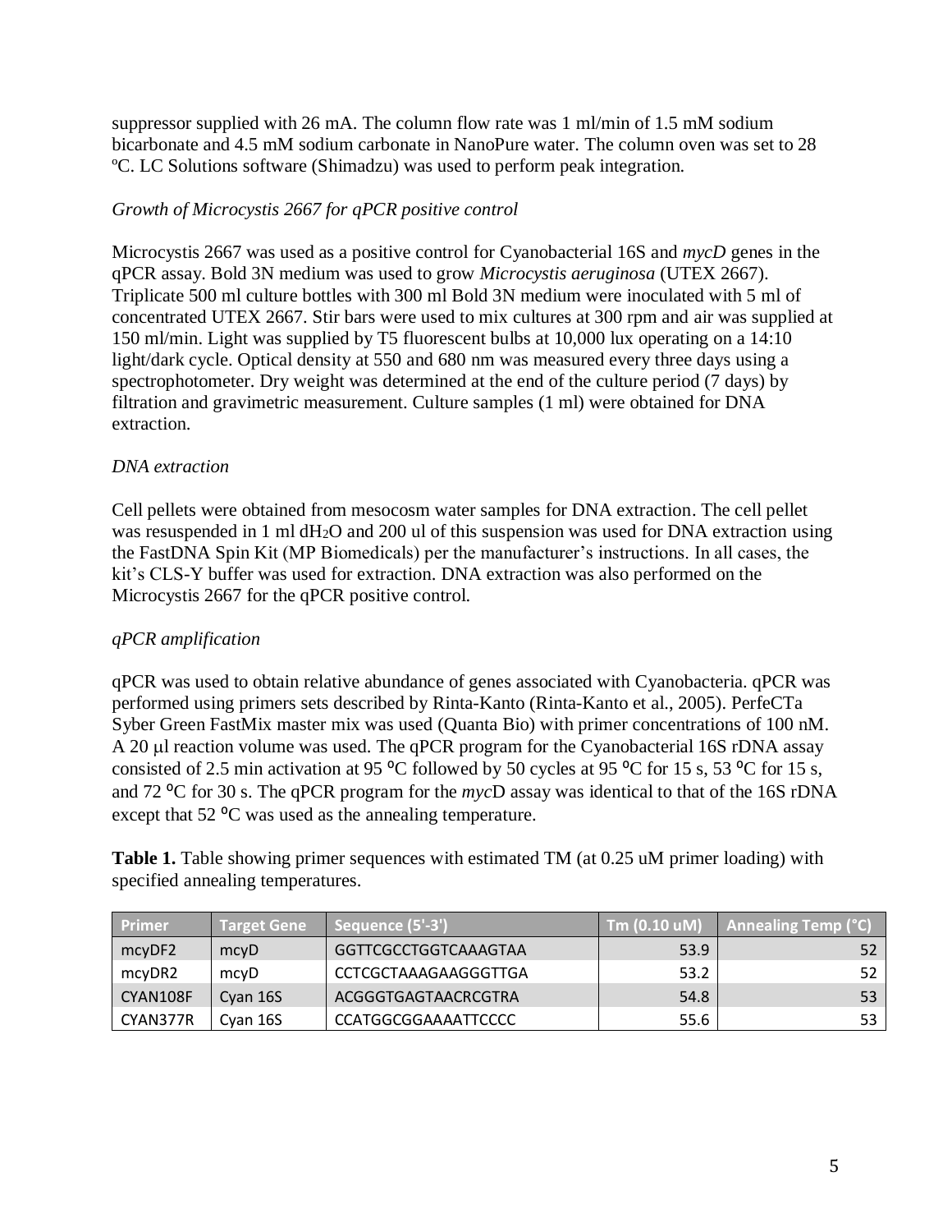suppressor supplied with 26 mA. The column flow rate was 1 ml/min of 1.5 mM sodium bicarbonate and 4.5 mM sodium carbonate in NanoPure water. The column oven was set to 28 ºC. LC Solutions software (Shimadzu) was used to perform peak integration.

*Growth of Microcystis 2667 for qPCR positive control*

Microcystis 2667 was used as a positive control for Cyanobacterial 16S and *mycD* genes in the qPCR assay. Bold 3N medium was used to grow *Microcystis aeruginosa* (UTEX 2667). Triplicate 500 ml culture bottles with 300 ml Bold 3N medium were inoculated with 5 ml of concentrated UTEX 2667. Stir bars were used to mix cultures at 300 rpm and air was supplied at 150 ml/min. Light was supplied by T5 fluorescent bulbs at 10,000 lux operating on a 14:10 light/dark cycle. Optical density at 550 and 680 nm was measured every three days using a spectrophotometer. Dry weight was determined at the end of the culture period (7 days) by filtration and gravimetric measurement. Culture samples (1 ml) were obtained for DNA extraction.

*DNA extraction*

Cell pellets were obtained from mesocosm water samples for DNA extraction. The cell pellet was resuspended in 1 ml $dH_2O$ and 200 ul of this suspension was used for DNA extraction using the FastDNA Spin Kit (MP Biomedicals) per the manufacturer's instructions. In all cases, the kit's CLS-Y buffer was used for extraction. DNA extraction was also performed on the Microcystis 2667 for the qPCR positive control.

*qPCR amplification*

qPCR was used to obtain relative abundance of genes associated with Cyanobacteria. qPCR was performed using primers sets described by Rinta-Kanto (Rinta-Kanto et al., 2005). PerfeCTa Syber Green FastMix master mix was used (Quanta Bio) with primer concentrations of 100 nM. A 20 μl reaction volume was used. The qPCR program for the Cyanobacterial 16S rDNA assay consisted of 2.5 min activation at 95 ºC followed by 50 cycles at 95 ºC for 15 s, 53 ºC for 15 s, and 72 ºC for 30 s. The qPCR program for the *myc*D assay was identical to that of the 16S rDNA except that 52 ºC was used as the annealing temperature.

**Table 1.** Table showing primer sequences with estimated TM (at 0.25 uM primer loading) with specified annealing temperatures.

| Primer | Target Gene | Sequence (5'-3') | Tm (0.10 uM) | Annealing Temp (°C) |
|---|---|---|---|---|
| mcyDF2 | mcyD | GGTTCGCCTGGTCAAAGTAA | 53.9 | 52 |
| mcyDR2 | mcyD | CCTCGCTAAAGAAGGGTTGA | 53.2 | 52 |
| CYAN108F | Cyan 16S | ACGGGTGAGTAACRCGTRA | 54.8 | 53 |
| CYAN377R | Cyan 16S | CCATGGCGGAAAATTCCCC | 55.6 | 53 |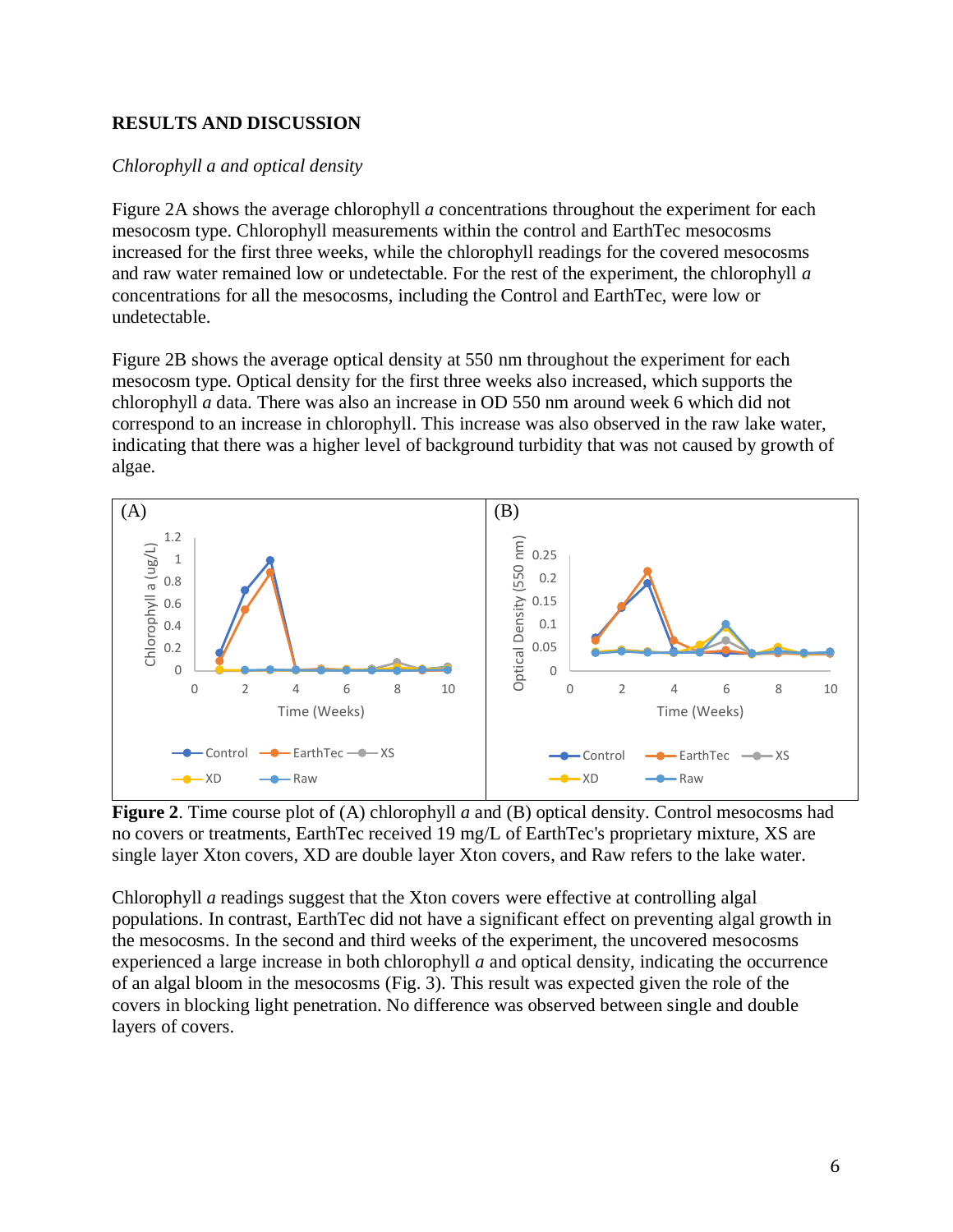## RESULTS AND DISCUSSION

### *Chlorophyll a and optical density*

Figure 2A shows the average chlorophyll *a* concentrations throughout the experiment for each mesocosm type. Chlorophyll measurements within the control and EarthTec mesocosms increased for the first three weeks, while the chlorophyll readings for the covered mesocosms and raw water remained low or undetectable. For the rest of the experiment, the chlorophyll *a* concentrations for all the mesocosms, including the Control and EarthTec, were low or undetectable.

Figure 2B shows the average optical density at 550 nm throughout the experiment for each mesocosm type. Optical density for the first three weeks also increased, which supports the chlorophyll *a* data. There was also an increase in OD 550 nm around week 6 which did not correspond to an increase in chlorophyll. This increase was also observed in the raw lake water, indicating that there was a higher level of background turbidity that was not caused by growth of algae.

**Figure 2**. Time course plot of (A) chlorophyll *a* and (B) optical density. Control mesocosms had no covers or treatments, EarthTec received 19 mg/L of EarthTec's proprietary mixture, XS are single layer Xton covers, XD are double layer Xton covers, and Raw refers to the lake water.

Chlorophyll *a* readings suggest that the Xton covers were effective at controlling algal populations. In contrast, EarthTec did not have a significant effect on preventing algal growth in the mesocosms. In the second and third weeks of the experiment, the uncovered mesocosms experienced a large increase in both chlorophyll *a* and optical density, indicating the occurrence of an algal bloom in the mesocosms (Fig. 3). This result was expected given the role of the covers in blocking light penetration. No difference was observed between single and double layers of covers.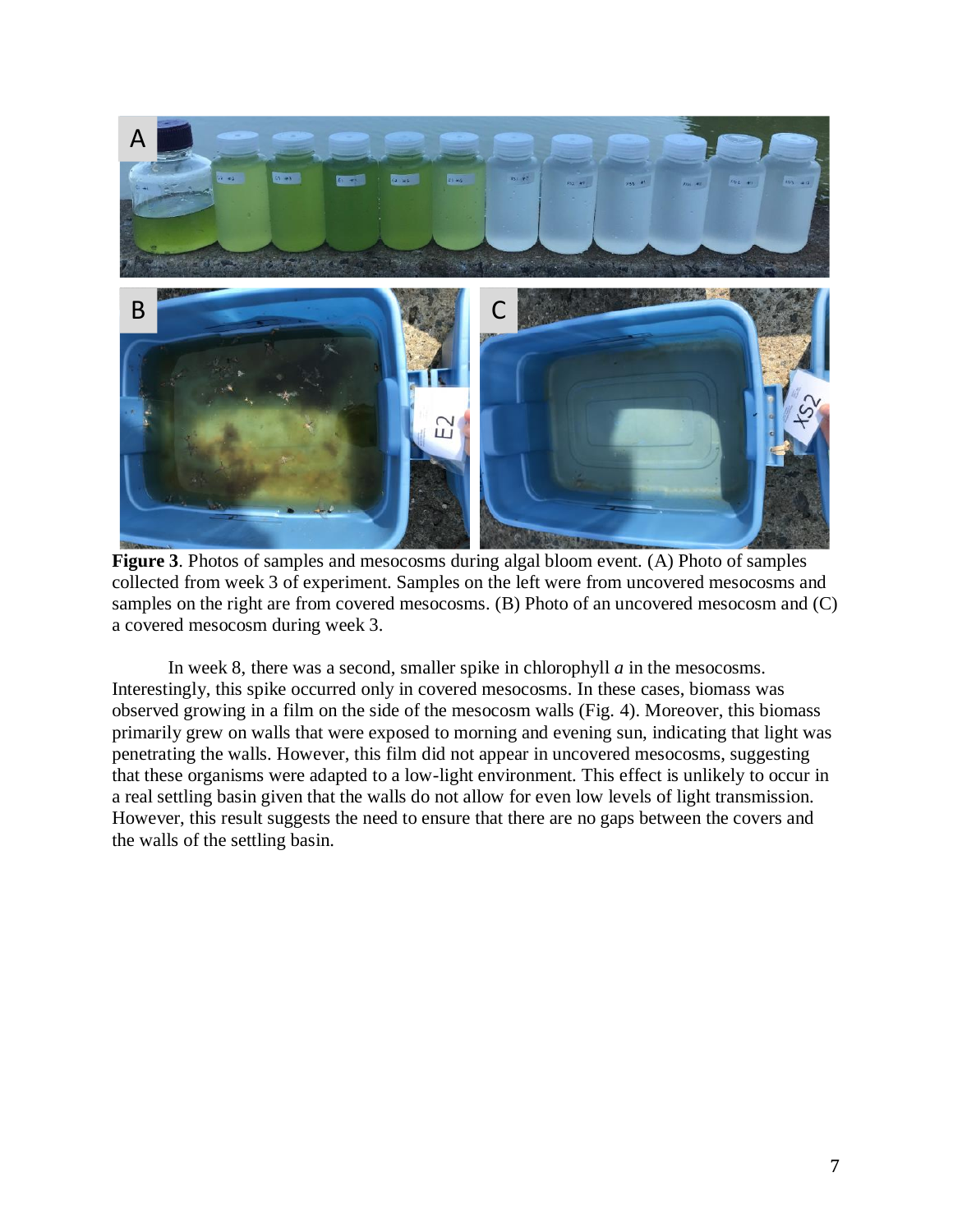**Figure 3**. Photos of samples and mesocosms during algal bloom event. (A) Photo of samples collected from week 3 of experiment. Samples on the left were from uncovered mesocosms and samples on the right are from covered mesocosms. (B) Photo of an uncovered mesocosm and (C) a covered mesocosm during week 3.

In week 8, there was a second, smaller spike in chlorophyll *a* in the mesocosms. Interestingly, this spike occurred only in covered mesocosms. In these cases, biomass was observed growing in a film on the side of the mesocosm walls (Fig. 4). Moreover, this biomass primarily grew on walls that were exposed to morning and evening sun, indicating that light was penetrating the walls. However, this film did not appear in uncovered mesocosms, suggesting that these organisms were adapted to a low-light environment. This effect is unlikely to occur in a real settling basin given that the walls do not allow for even low levels of light transmission. However, this result suggests the need to ensure that there are no gaps between the covers and the walls of the settling basin.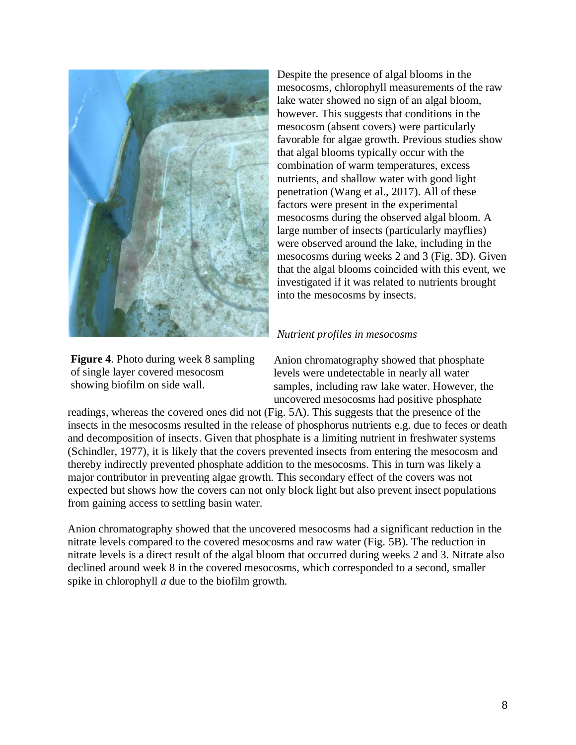Despite the presence of algal blooms in the mesocosms, chlorophyll measurements of the raw lake water showed no sign of an algal bloom, however. This suggests that conditions in the mesocosm (absent covers) were particularly favorable for algae growth. Previous studies show that algal blooms typically occur with the combination of warm temperatures, excess nutrients, and shallow water with good light penetration (Wang et al., 2017). All of these factors were present in the experimental mesocosms during the observed algal bloom. A large number of insects (particularly mayflies) were observed around the lake, including in the mesocosms during weeks 2 and 3 (Fig. 3D). Given that the algal blooms coincided with this event, we investigated if it was related to nutrients brought into the mesocosms by insects.

**Figure 4**. Photo during week 8 sampling of single layer covered mesocosm showing biofilm on side wall.

*Nutrient profiles in mesocosms*

Anion chromatography showed that phosphate levels were undetectable in nearly all water samples, including raw lake water. However, the uncovered mesocosms had positive phosphate readings, whereas the covered ones did not (Fig. 5A). This suggests that the presence of the insects in the mesocosms resulted in the release of phosphorus nutrients e.g. due to feces or death and decomposition of insects. Given that phosphate is a limiting nutrient in freshwater systems (Schindler, 1977), it is likely that the covers prevented insects from entering the mesocosm and thereby indirectly prevented phosphate addition to the mesocosms. This in turn was likely a major contributor in preventing algae growth. This secondary effect of the covers was not expected but shows how the covers can not only block light but also prevent insect populations from gaining access to settling basin water.

Anion chromatography showed that the uncovered mesocosms had a significant reduction in the nitrate levels compared to the covered mesocosms and raw water (Fig. 5B). The reduction in nitrate levels is a direct result of the algal bloom that occurred during weeks 2 and 3. Nitrate also declined around week 8 in the covered mesocosms, which corresponded to a second, smaller spike in chlorophyll *a* due to the biofilm growth.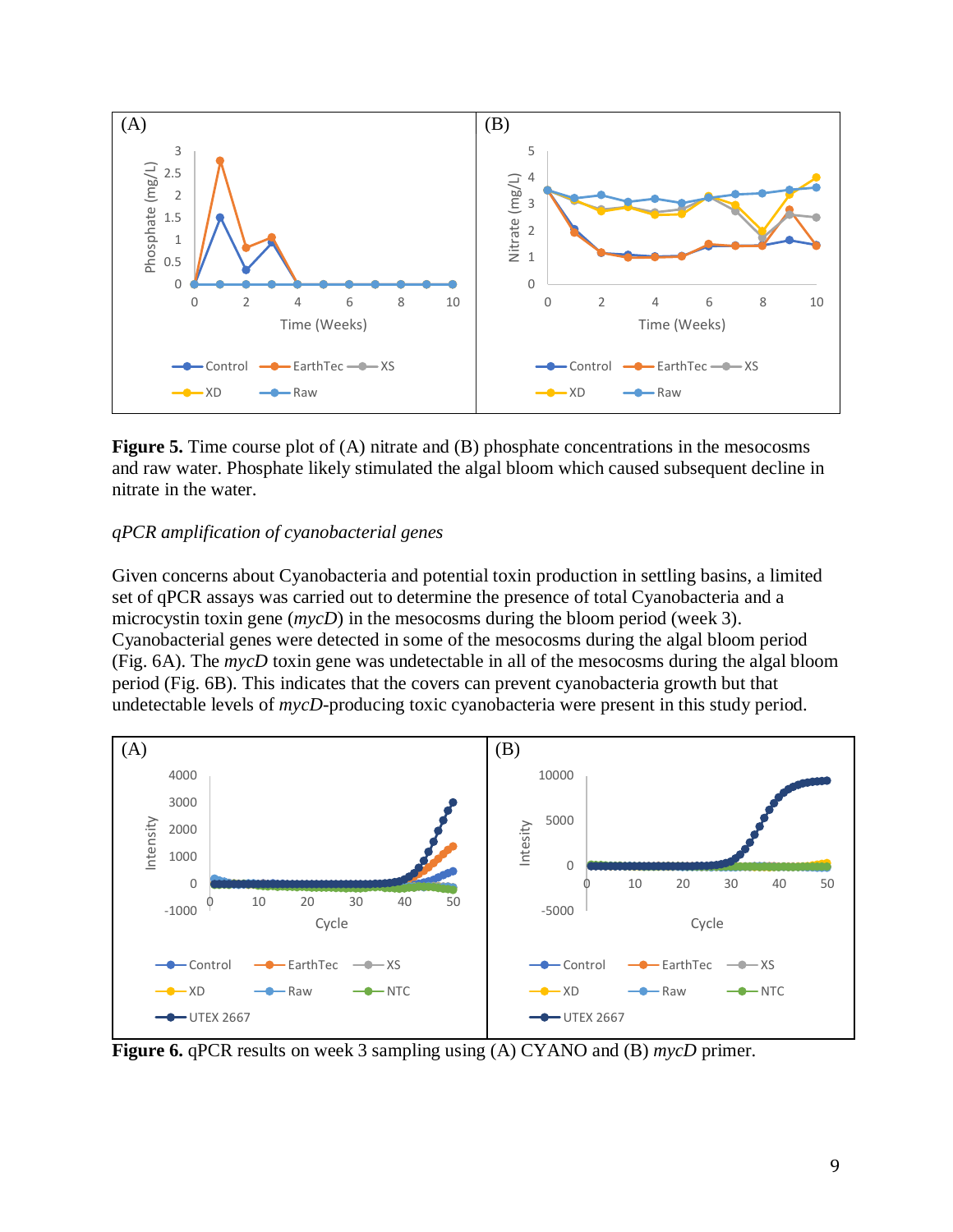**Figure 5.** Time course plot of (A) nitrate and (B) phosphate concentrations in the mesocosms and raw water. Phosphate likely stimulated the algal bloom which caused subsequent decline in nitrate in the water.

*qPCR amplification of cyanobacterial genes*

Given concerns about Cyanobacteria and potential toxin production in settling basins, a limited set of qPCR assays was carried out to determine the presence of total Cyanobacteria and a microcystin toxin gene (*mycD*) in the mesocosms during the bloom period (week 3). Cyanobacterial genes were detected in some of the mesocosms during the algal bloom period (Fig. 6A). The *mycD* toxin gene was undetectable in all of the mesocosms during the algal bloom period (Fig. 6B). This indicates that the covers can prevent cyanobacteria growth but that undetectable levels of *mycD*-producing toxic cyanobacteria were present in this study period.

**Figure 6.** qPCR results on week 3 sampling using (A) CYANO and (B) *mycD* primer.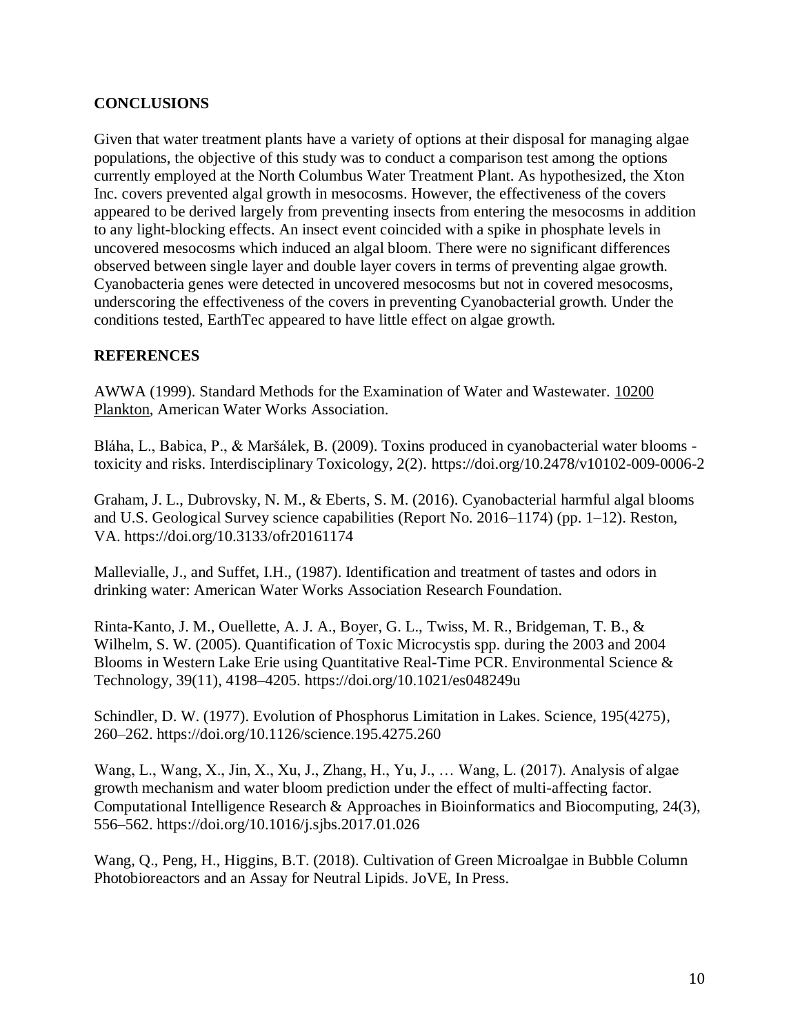## CONCLUSIONS

Given that water treatment plants have a variety of options at their disposal for managing algae populations, the objective of this study was to conduct a comparison test among the options currently employed at the North Columbus Water Treatment Plant. As hypothesized, the Xton Inc. covers prevented algal growth in mesocosms. However, the effectiveness of the covers appeared to be derived largely from preventing insects from entering the mesocosms in addition to any light-blocking effects. An insect event coincided with a spike in phosphate levels in uncovered mesocosms which induced an algal bloom. There were no significant differences observed between single layer and double layer covers in terms of preventing algae growth. Cyanobacteria genes were detected in uncovered mesocosms but not in covered mesocosms, underscoring the effectiveness of the covers in preventing Cyanobacterial growth. Under the conditions tested, EarthTec appeared to have little effect on algae growth.

## REFERENCES

AWWA (1999). Standard Methods for the Examination of Water and Wastewater. 10200 Plankton, American Water Works Association.

Bláha, L., Babica, P., & Maršálek, B. (2009). Toxins produced in cyanobacterial water blooms - toxicity and risks. Interdisciplinary Toxicology, 2(2). https://doi.org/10.2478/v10102-009-0006-2

Graham, J. L., Dubrovsky, N. M., & Eberts, S. M. (2016). Cyanobacterial harmful algal blooms and U.S. Geological Survey science capabilities (Report No. 2016–1174) (pp. 1–12). Reston, VA. https://doi.org/10.3133/ofr20161174

Mallevialle, J., and Suffet, I.H., (1987). Identification and treatment of tastes and odors in drinking water: American Water Works Association Research Foundation.

Rinta-Kanto, J. M., Ouellette, A. J. A., Boyer, G. L., Twiss, M. R., Bridgeman, T. B., & Wilhelm, S. W. (2005). Quantification of Toxic Microcystis spp. during the 2003 and 2004 Blooms in Western Lake Erie using Quantitative Real-Time PCR. Environmental Science & Technology, 39(11), 4198–4205. https://doi.org/10.1021/es048249u

Schindler, D. W. (1977). Evolution of Phosphorus Limitation in Lakes. Science, 195(4275), 260–262. https://doi.org/10.1126/science.195.4275.260

Wang, L., Wang, X., Jin, X., Xu, J., Zhang, H., Yu, J., … Wang, L. (2017). Analysis of algae growth mechanism and water bloom prediction under the effect of multi-affecting factor. Computational Intelligence Research & Approaches in Bioinformatics and Biocomputing, 24(3), 556–562. https://doi.org/10.1016/j.sjbs.2017.01.026

Wang, Q., Peng, H., Higgins, B.T. (2018). Cultivation of Green Microalgae in Bubble Column Photobioreactors and an Assay for Neutral Lipids. JoVE, In Press.